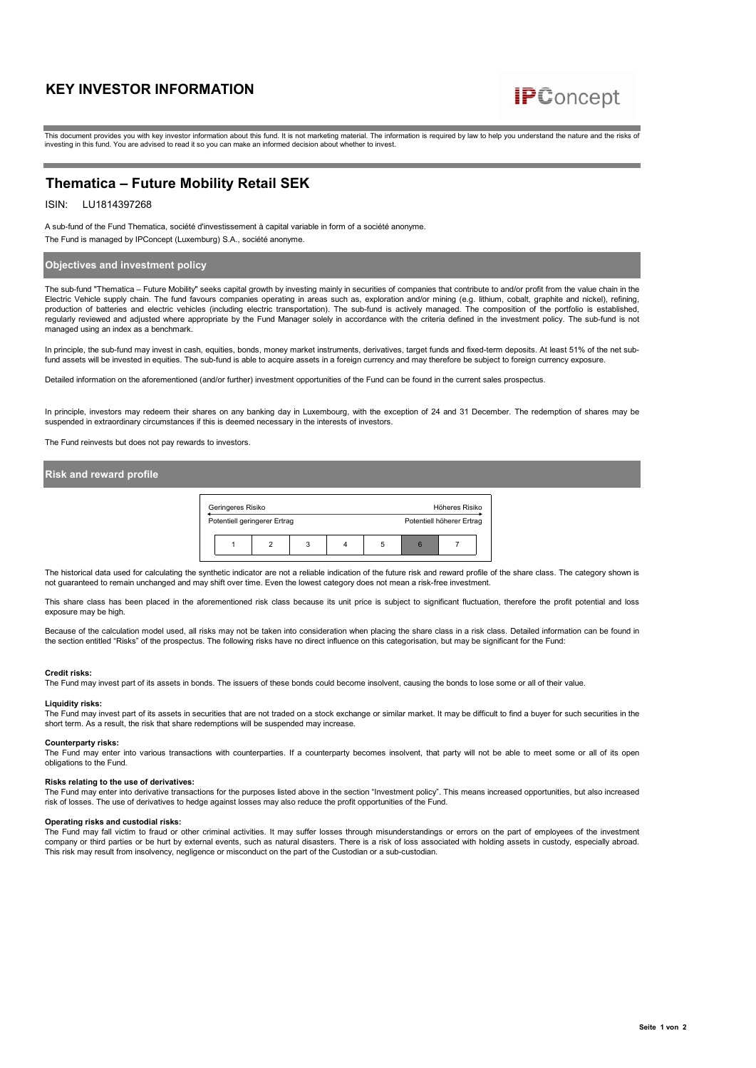# KEY INVESTOR INFORMATION

IPConcept

This document provides you with key investor information about this fund. It is not marketing material. The information is required by law to help you understand the nature and the risks of investing in this fund. You are advised to read it so you can make an informed decision about whether to invest.

## Thematica – Future Mobility Retail SEK

ISIN: LU1814397268

A sub-fund of the Fund Thematica, société d'investissement à capital variable in form of a société anonyme.

The Fund is managed by IPConcept (Luxemburg) S.A., société anonyme.

### Objectives and investment policy

The sub-fund "Thematica – Future Mobility" seeks capital growth by investing mainly in securities of companies that contribute to and/or profit from the value chain in the Electric Vehicle supply chain. The fund favours companies operating in areas such as, exploration and/or mining (e.g. lithium, cobalt, graphite and nickel), refining, production of batteries and electric vehicles (including electric transportation). The sub-fund is actively managed. The composition of the portfolio is established, regularly reviewed and adjusted where appropriate by the Fund Manager solely in accordance with the criteria defined in the investment policy. The sub-fund is not managed using an index as a benchmark.

In principle, the sub-fund may invest in cash, equities, bonds, money market instruments, derivatives, target funds and fixed-term deposits. At least 51% of the net sub-fund assets will be invested in equities. The sub-fund is able to acquire assets in a foreign currency and may therefore be subject to foreign currency exposure.

Detailed information on the aforementioned (and/or further) investment opportunities of the Fund can be found in the current sales prospectus.

In principle, investors may redeem their shares on any banking day in Luxembourg, with the exception of 24 and 31 December. The redemption of shares may be suspended in extraordinary circumstances if this is deemed necessary in the interests of investors.

The Fund reinvests but does not pay rewards to investors.

### Risk and reward profile

| Geringeres Risiko<br>Potentiell geringerer Ertrag | | | | | | Höheres Risiko<br>Potentiell höherer Ertrag |
|---|---|---|---|---|---|---|
| 1 | 2 | 3 | 4 | 5 | **6** | 7 |

The historical data used for calculating the synthetic indicator are not a reliable indication of the future risk and reward profile of the share class. The category shown is not guaranteed to remain unchanged and may shift over time. Even the lowest category does not mean a risk-free investment.

This share class has been placed in the aforementioned risk class because its unit price is subject to significant fluctuation, therefore the profit potential and loss exposure may be high.

Because of the calculation model used, all risks may not be taken into consideration when placing the share class in a risk class. Detailed information can be found in the section entitled "Risks" of the prospectus. The following risks have no direct influence on this categorisation, but may be significant for the Fund:

**Credit risks:**
The Fund may invest part of its assets in bonds. The issuers of these bonds could become insolvent, causing the bonds to lose some or all of their value.

**Liquidity risks:**
The Fund may invest part of its assets in securities that are not traded on a stock exchange or similar market. It may be difficult to find a buyer for such securities in the short term. As a result, the risk that share redemptions will be suspended may increase.

**Counterparty risks:**
The Fund may enter into various transactions with counterparties. If a counterparty becomes insolvent, that party will not be able to meet some or all of its open obligations to the Fund.

**Risks relating to the use of derivatives:**
The Fund may enter into derivative transactions for the purposes listed above in the section "Investment policy". This means increased opportunities, but also increased risk of losses. The use of derivatives to hedge against losses may also reduce the profit opportunities of the Fund.

**Operating risks and custodial risks:**
The Fund may fall victim to fraud or other criminal activities. It may suffer losses through misunderstandings or errors on the part of employees of the investment company or third parties or be hurt by external events, such as natural disasters. There is a risk of loss associated with holding assets in custody, especially abroad. This risk may result from insolvency, negligence or misconduct on the part of the Custodian or a sub-custodian.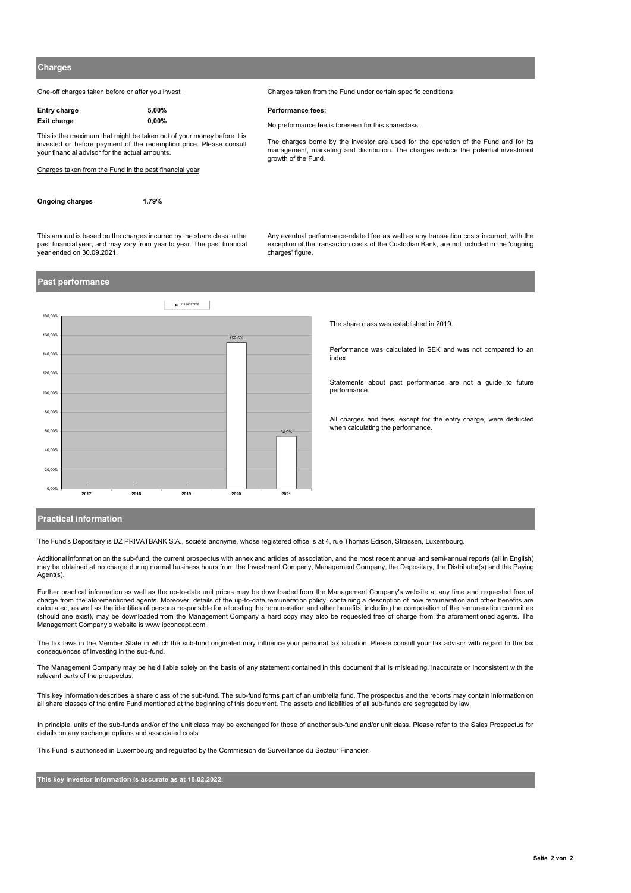## Charges

One-off charges taken before or after you invest

| | |
|---|---|
| **Entry charge** | **5,00%** |
| **Exit charge** | **0,00%** |

This is the maximum that might be taken out of your money before it is invested or before payment of the redemption price. Please consult your financial advisor for the actual amounts.

Charges taken from the Fund in the past financial year

**Ongoing charges** **1.79%**

This amount is based on the charges incurred by the share class in the past financial year, and may vary from year to year. The past financial year ended on 30.09.2021.

Charges taken from the Fund under certain specific conditions

**Performance fees:**

No preformance fee is foreseen for this shareclass.

The charges borne by the investor are used for the operation of the Fund and for its management, marketing and distribution. The charges reduce the potential investment growth of the Fund.

Any eventual performance-related fee as well as any transaction costs incurred, with the exception of the transaction costs of the Custodian Bank, are not included in the 'ongoing charges' figure.

## Past performance

LU1814397268

180,00%
160,00%
140,00%
120,00%
100,00%
80,00%
60,00%
40,00%
20,00%
0,00%

2017 -
2018 -
2019 -
2020 152,5%
2021 54,9%

The share class was established in 2019.

Performance was calculated in SEK and was not compared to an index.

Statements about past performance are not a guide to future performance.

All charges and fees, except for the entry charge, were deducted when calculating the performance.

## Practical information

The Fund's Depositary is DZ PRIVATBANK S.A., société anonyme, whose registered office is at 4, rue Thomas Edison, Strassen, Luxembourg.

Additional information on the sub-fund, the current prospectus with annex and articles of association, and the most recent annual and semi-annual reports (all in English) may be obtained at no charge during normal business hours from the Investment Company, Management Company, the Depositary, the Distributor(s) and the Paying Agent(s).

Further practical information as well as the up-to-date unit prices may be downloaded from the Management Company's website at any time and requested free of charge from the aforementioned agents. Moreover, details of the up-to-date remuneration policy, containing a description of how remuneration and other benefits are calculated, as well as the identities of persons responsible for allocating the remuneration and other benefits, including the composition of the remuneration committee (should one exist), may be downloaded from the Management Company a hard copy may also be requested free of charge from the aforementioned agents. The Management Company's website is www.ipconcept.com.

The tax laws in the Member State in which the sub-fund originated may influence your personal tax situation. Please consult your tax advisor with regard to the tax consequences of investing in the sub-fund.

The Management Company may be held liable solely on the basis of any statement contained in this document that is misleading, inaccurate or inconsistent with the relevant parts of the prospectus.

This key information describes a share class of the sub-fund. The sub-fund forms part of an umbrella fund. The prospectus and the reports may contain information on all share classes of the entire Fund mentioned at the beginning of this document. The assets and liabilities of all sub-funds are segregated by law.

In principle, units of the sub-funds and/or of the unit class may be exchanged for those of another sub-fund and/or unit class. Please refer to the Sales Prospectus for details on any exchange options and associated costs.

This Fund is authorised in Luxembourg and regulated by the Commission de Surveillance du Secteur Financier.

**This key investor information is accurate as at 18.02.2022.**